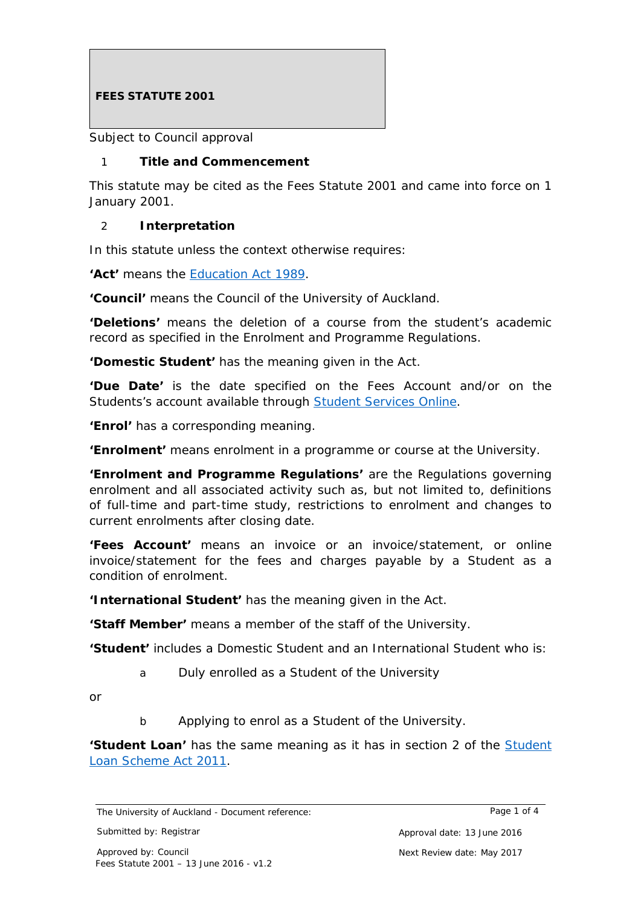# FEES STATUTE 2001

Subject to Council approval

## 1 Title and Commencement

This statute may be cited as the Fees Statute 2001 and came into force on 1 January 2001.

## 2 Interpretation

In this statute unless the context otherwise requires:

**'Act'** means the Education Act 1989.

**'Council'** means the Council of the University of Auckland.

**'Deletions'** means the deletion of a course from the student's academic record as specified in the Enrolment and Programme Regulations.

**'Domestic Student'** has the meaning given in the Act.

**'Due Date'** is the date specified on the Fees Account and/or on the Students's account available through Student Services Online.

**'Enrol'** has a corresponding meaning.

**'Enrolment'** means enrolment in a programme or course at the University.

**'Enrolment and Programme Regulations'** are the Regulations governing enrolment and all associated activity such as, but not limited to, definitions of full-time and part-time study, restrictions to enrolment and changes to current enrolments after closing date.

**'Fees Account'** means an invoice or an invoice/statement, or online invoice/statement for the fees and charges payable by a Student as a condition of enrolment.

**'International Student'** has the meaning given in the Act.

**'Staff Member'** means a member of the staff of the University.

**'Student'** includes a Domestic Student and an International Student who is:

a. Duly enrolled as a Student of the University

or

b. Applying to enrol as a Student of the University.

**'Student Loan'** has the same meaning as it has in section 2 of the Student Loan Scheme Act 2011.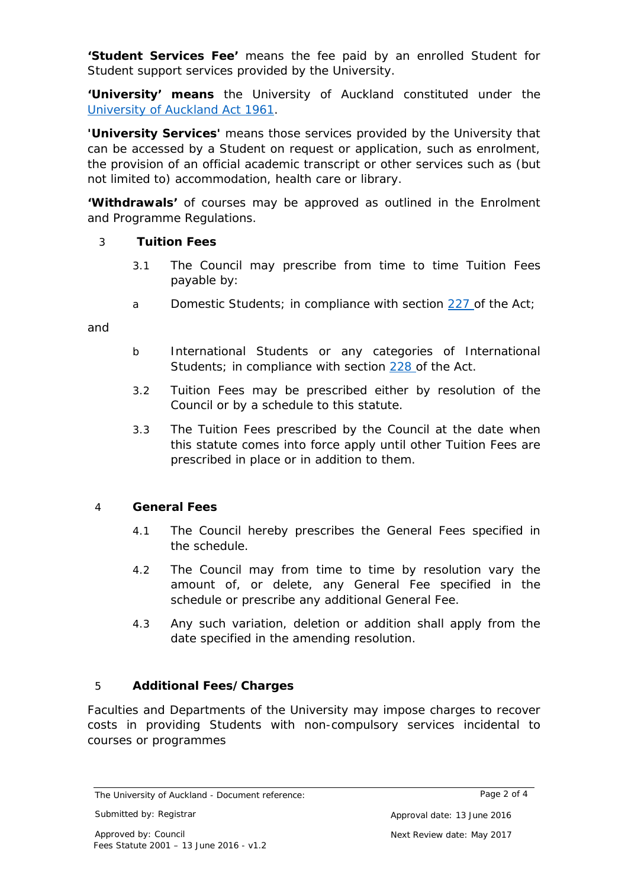**'Student Services Fee'** means the fee paid by an enrolled Student for Student support services provided by the University.

**'University' means** the University of Auckland constituted under the University of Auckland Act 1961.

**'University Services'** means those services provided by the University that can be accessed by a Student on request or application, such as enrolment, the provision of an official academic transcript or other services such as (but not limited to) accommodation, health care or library.

**'Withdrawals'** of courses may be approved as outlined in the Enrolment and Programme Regulations.

## 3 Tuition Fees

3.1 The Council may prescribe from time to time Tuition Fees payable by:

a Domestic Students; in compliance with section 227 of the Act;

and

b International Students or any categories of International Students; in compliance with section 228 of the Act.

3.2 Tuition Fees may be prescribed either by resolution of the Council or by a schedule to this statute.

3.3 The Tuition Fees prescribed by the Council at the date when this statute comes into force apply until other Tuition Fees are prescribed in place or in addition to them.

## 4 General Fees

4.1 The Council hereby prescribes the General Fees specified in the schedule.

4.2 The Council may from time to time by resolution vary the amount of, or delete, any General Fee specified in the schedule or prescribe any additional General Fee.

4.3 Any such variation, deletion or addition shall apply from the date specified in the amending resolution.

## 5 Additional Fees/Charges

Faculties and Departments of the University may impose charges to recover costs in providing Students with non-compulsory services incidental to courses or programmes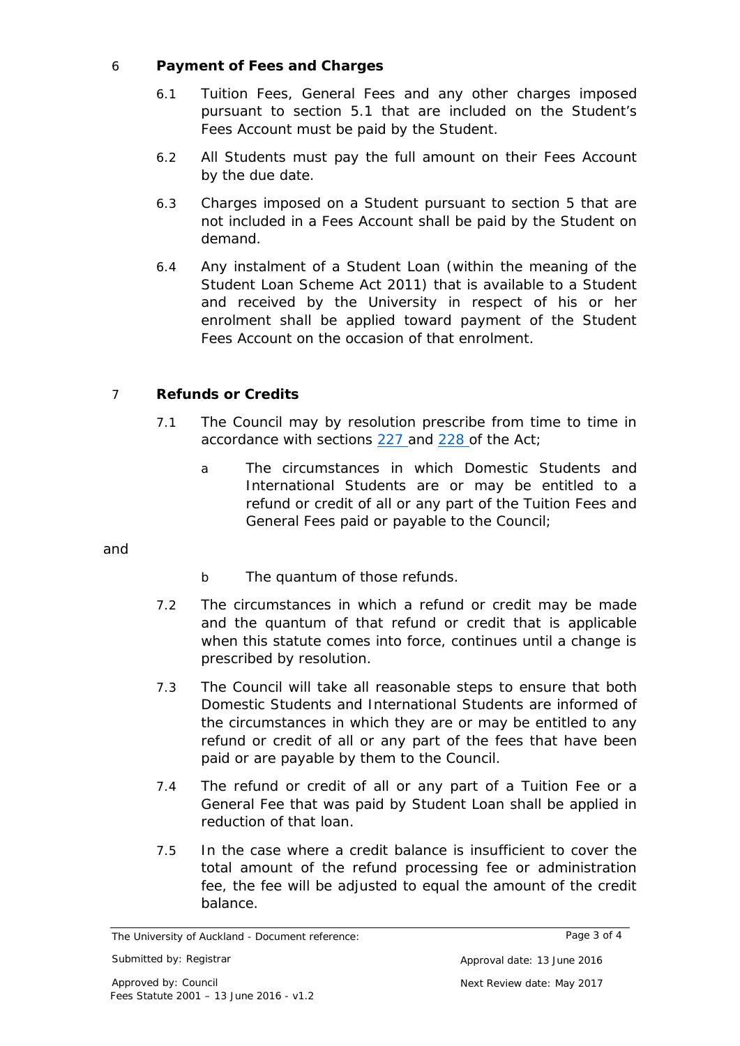## 6 Payment of Fees and Charges

6.1 Tuition Fees, General Fees and any other charges imposed pursuant to section 5.1 that are included on the Student's Fees Account must be paid by the Student.

6.2 All Students must pay the full amount on their Fees Account by the due date.

6.3 Charges imposed on a Student pursuant to section 5 that are not included in a Fees Account shall be paid by the Student on demand.

6.4 Any instalment of a Student Loan (within the meaning of the Student Loan Scheme Act 2011) that is available to a Student and received by the University in respect of his or her enrolment shall be applied toward payment of the Student Fees Account on the occasion of that enrolment.

## 7 Refunds or Credits

7.1 The Council may by resolution prescribe from time to time in accordance with sections 227 and 228 of the Act;

a The circumstances in which Domestic Students and International Students are or may be entitled to a refund or credit of all or any part of the Tuition Fees and General Fees paid or payable to the Council;

and

b The quantum of those refunds.

7.2 The circumstances in which a refund or credit may be made and the quantum of that refund or credit that is applicable when this statute comes into force, continues until a change is prescribed by resolution.

7.3 The Council will take all reasonable steps to ensure that both Domestic Students and International Students are informed of the circumstances in which they are or may be entitled to any refund or credit of all or any part of the fees that have been paid or are payable by them to the Council.

7.4 The refund or credit of all or any part of a Tuition Fee or a General Fee that was paid by Student Loan shall be applied in reduction of that loan.

7.5 In the case where a credit balance is insufficient to cover the total amount of the refund processing fee or administration fee, the fee will be adjusted to equal the amount of the credit balance.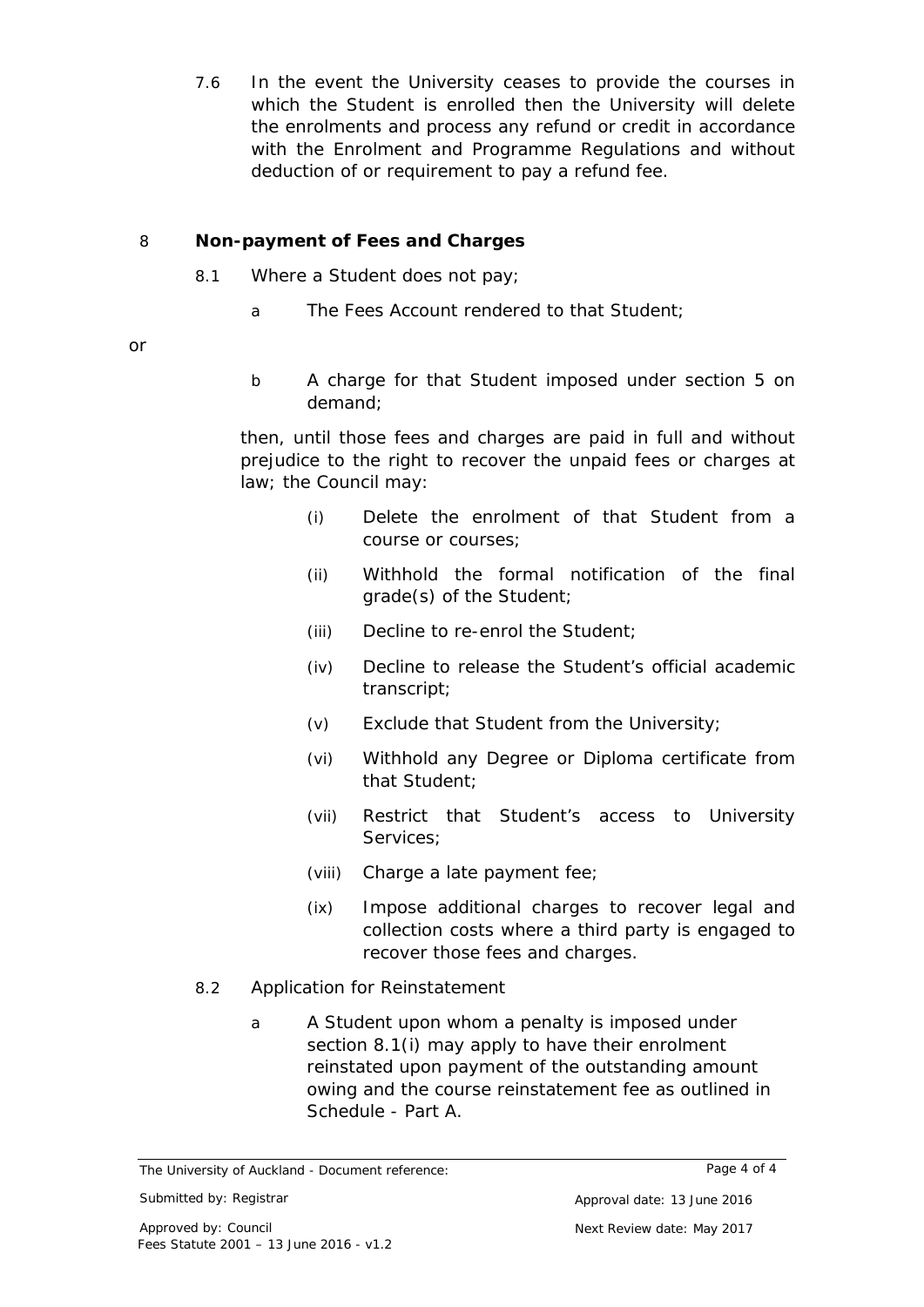7.6 In the event the University ceases to provide the courses in which the Student is enrolled then the University will delete the enrolments and process any refund or credit in accordance with the Enrolment and Programme Regulations and without deduction of or requirement to pay a refund fee.

## 8 Non-payment of Fees and Charges

8.1 Where a Student does not pay;

a The Fees Account rendered to that Student;

or

b A charge for that Student imposed under section 5 on demand;

then, until those fees and charges are paid in full and without prejudice to the right to recover the unpaid fees or charges at law; the Council may:

(i) Delete the enrolment of that Student from a course or courses;

(ii) Withhold the formal notification of the final grade(s) of the Student;

(iii) Decline to re-enrol the Student;

(iv) Decline to release the Student's official academic transcript;

(v) Exclude that Student from the University;

(vi) Withhold any Degree or Diploma certificate from that Student;

(vii) Restrict that Student's access to University Services;

(viii) Charge a late payment fee;

(ix) Impose additional charges to recover legal and collection costs where a third party is engaged to recover those fees and charges.

8.2 Application for Reinstatement

a A Student upon whom a penalty is imposed under section 8.1(i) may apply to have their enrolment reinstated upon payment of the outstanding amount owing and the course reinstatement fee as outlined in Schedule - Part A.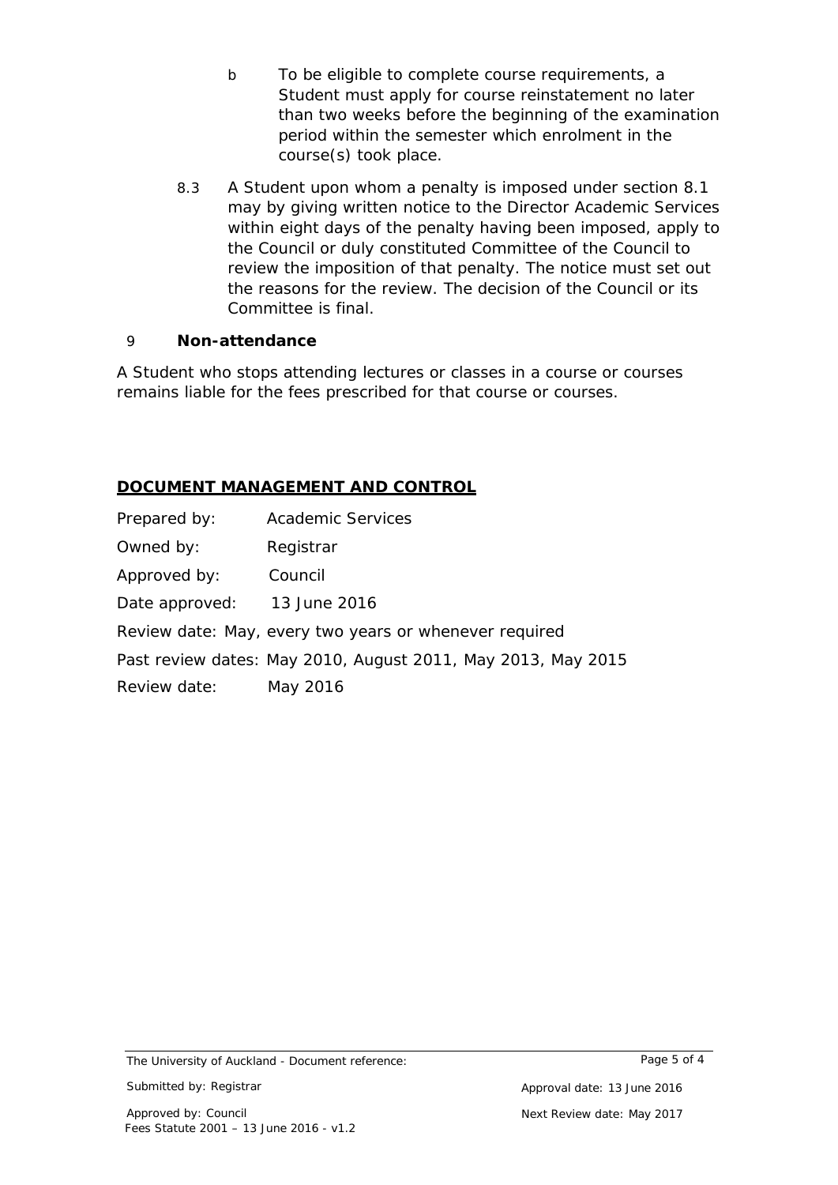b To be eligible to complete course requirements, a Student must apply for course reinstatement no later than two weeks before the beginning of the examination period within the semester which enrolment in the course(s) took place.

8.3 A Student upon whom a penalty is imposed under section 8.1 may by giving written notice to the Director Academic Services within eight days of the penalty having been imposed, apply to the Council or duly constituted Committee of the Council to review the imposition of that penalty. The notice must set out the reasons for the review. The decision of the Council or its Committee is final.

## 9 Non-attendance

A Student who stops attending lectures or classes in a course or courses remains liable for the fees prescribed for that course or courses.

## DOCUMENT MANAGEMENT AND CONTROL

Prepared by: Academic Services

Owned by: Registrar

Approved by: Council

Date approved: 13 June 2016

Review date: May, every two years or whenever required

Past review dates: May 2010, August 2011, May 2013, May 2015

Review date: May 2016